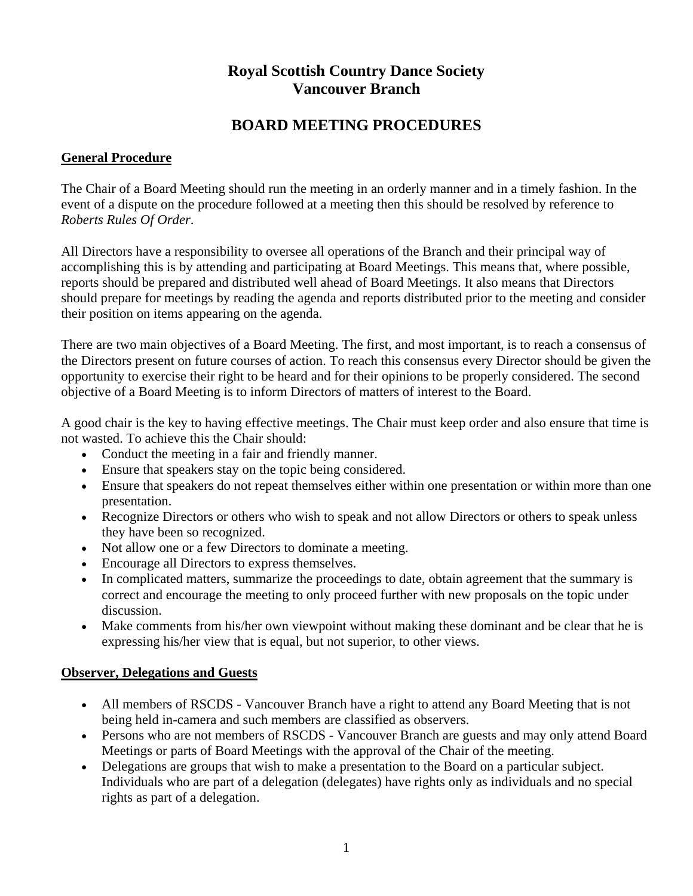# Royal Scottish Country Dance Society
# Vancouver Branch

## BOARD MEETING PROCEDURES

### General Procedure

The Chair of a Board Meeting should run the meeting in an orderly manner and in a timely fashion. In the event of a dispute on the procedure followed at a meeting then this should be resolved by reference to *Roberts Rules Of Order*.

All Directors have a responsibility to oversee all operations of the Branch and their principal way of accomplishing this is by attending and participating at Board Meetings. This means that, where possible, reports should be prepared and distributed well ahead of Board Meetings. It also means that Directors should prepare for meetings by reading the agenda and reports distributed prior to the meeting and consider their position on items appearing on the agenda.

There are two main objectives of a Board Meeting. The first, and most important, is to reach a consensus of the Directors present on future courses of action. To reach this consensus every Director should be given the opportunity to exercise their right to be heard and for their opinions to be properly considered. The second objective of a Board Meeting is to inform Directors of matters of interest to the Board.

A good chair is the key to having effective meetings. The Chair must keep order and also ensure that time is not wasted. To achieve this the Chair should:

- Conduct the meeting in a fair and friendly manner.
- Ensure that speakers stay on the topic being considered.
- Ensure that speakers do not repeat themselves either within one presentation or within more than one presentation.
- Recognize Directors or others who wish to speak and not allow Directors or others to speak unless they have been so recognized.
- Not allow one or a few Directors to dominate a meeting.
- Encourage all Directors to express themselves.
- In complicated matters, summarize the proceedings to date, obtain agreement that the summary is correct and encourage the meeting to only proceed further with new proposals on the topic under discussion.
- Make comments from his/her own viewpoint without making these dominant and be clear that he is expressing his/her view that is equal, but not superior, to other views.

### Observer, Delegations and Guests

- All members of RSCDS - Vancouver Branch have a right to attend any Board Meeting that is not being held in-camera and such members are classified as observers.
- Persons who are not members of RSCDS - Vancouver Branch are guests and may only attend Board Meetings or parts of Board Meetings with the approval of the Chair of the meeting.
- Delegations are groups that wish to make a presentation to the Board on a particular subject. Individuals who are part of a delegation (delegates) have rights only as individuals and no special rights as part of a delegation.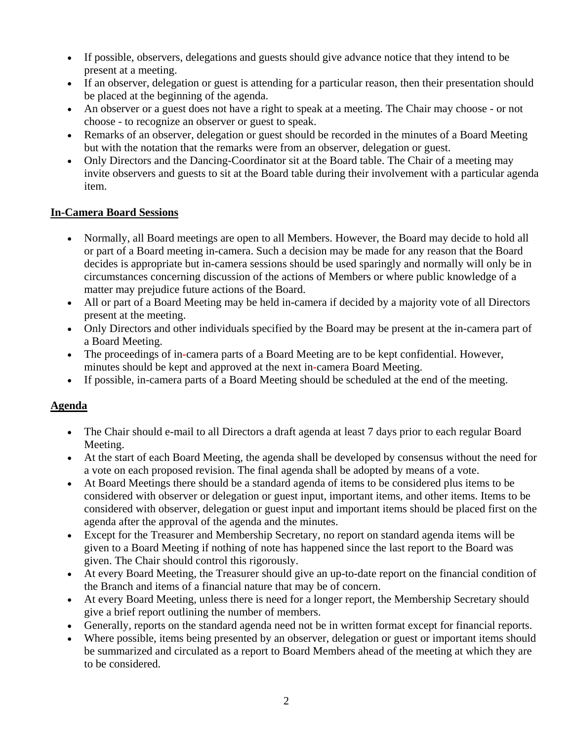- If possible, observers, delegations and guests should give advance notice that they intend to be present at a meeting.
- If an observer, delegation or guest is attending for a particular reason, then their presentation should be placed at the beginning of the agenda.
- An observer or a guest does not have a right to speak at a meeting. The Chair may choose - or not choose - to recognize an observer or guest to speak.
- Remarks of an observer, delegation or guest should be recorded in the minutes of a Board Meeting but with the notation that the remarks were from an observer, delegation or guest.
- Only Directors and the Dancing-Coordinator sit at the Board table. The Chair of a meeting may invite observers and guests to sit at the Board table during their involvement with a particular agenda item.

**In-Camera Board Sessions**

- Normally, all Board meetings are open to all Members. However, the Board may decide to hold all or part of a Board meeting in-camera. Such a decision may be made for any reason that the Board decides is appropriate but in-camera sessions should be used sparingly and normally will only be in circumstances concerning discussion of the actions of Members or where public knowledge of a matter may prejudice future actions of the Board.
- All or part of a Board Meeting may be held in-camera if decided by a majority vote of all Directors present at the meeting.
- Only Directors and other individuals specified by the Board may be present at the in-camera part of a Board Meeting.
- The proceedings of in-camera parts of a Board Meeting are to be kept confidential. However, minutes should be kept and approved at the next in-camera Board Meeting.
- If possible, in-camera parts of a Board Meeting should be scheduled at the end of the meeting.

**Agenda**

- The Chair should e-mail to all Directors a draft agenda at least 7 days prior to each regular Board Meeting.
- At the start of each Board Meeting, the agenda shall be developed by consensus without the need for a vote on each proposed revision. The final agenda shall be adopted by means of a vote.
- At Board Meetings there should be a standard agenda of items to be considered plus items to be considered with observer or delegation or guest input, important items, and other items. Items to be considered with observer, delegation or guest input and important items should be placed first on the agenda after the approval of the agenda and the minutes.
- Except for the Treasurer and Membership Secretary, no report on standard agenda items will be given to a Board Meeting if nothing of note has happened since the last report to the Board was given. The Chair should control this rigorously.
- At every Board Meeting, the Treasurer should give an up-to-date report on the financial condition of the Branch and items of a financial nature that may be of concern.
- At every Board Meeting, unless there is need for a longer report, the Membership Secretary should give a brief report outlining the number of members.
- Generally, reports on the standard agenda need not be in written format except for financial reports.
- Where possible, items being presented by an observer, delegation or guest or important items should be summarized and circulated as a report to Board Members ahead of the meeting at which they are to be considered.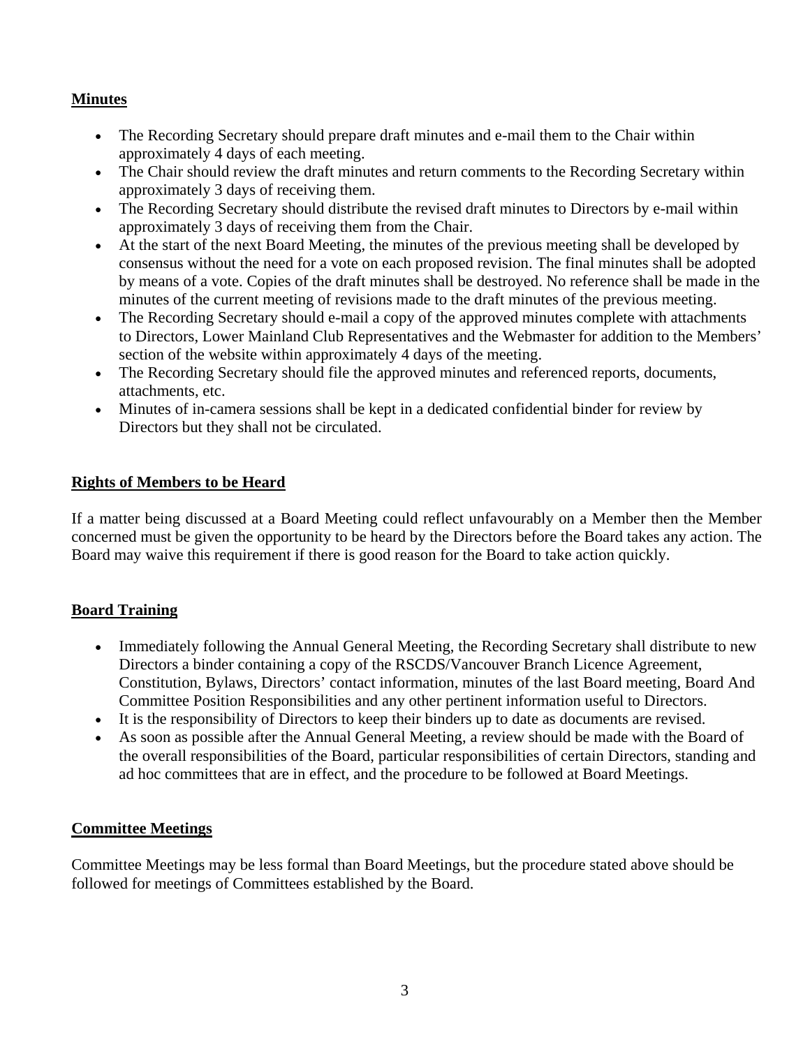## Minutes

- The Recording Secretary should prepare draft minutes and e-mail them to the Chair within approximately 4 days of each meeting.
- The Chair should review the draft minutes and return comments to the Recording Secretary within approximately 3 days of receiving them.
- The Recording Secretary should distribute the revised draft minutes to Directors by e-mail within approximately 3 days of receiving them from the Chair.
- At the start of the next Board Meeting, the minutes of the previous meeting shall be developed by consensus without the need for a vote on each proposed revision. The final minutes shall be adopted by means of a vote. Copies of the draft minutes shall be destroyed. No reference shall be made in the minutes of the current meeting of revisions made to the draft minutes of the previous meeting.
- The Recording Secretary should e-mail a copy of the approved minutes complete with attachments to Directors, Lower Mainland Club Representatives and the Webmaster for addition to the Members' section of the website within approximately 4 days of the meeting.
- The Recording Secretary should file the approved minutes and referenced reports, documents, attachments, etc.
- Minutes of in-camera sessions shall be kept in a dedicated confidential binder for review by Directors but they shall not be circulated.

## Rights of Members to be Heard

If a matter being discussed at a Board Meeting could reflect unfavourably on a Member then the Member concerned must be given the opportunity to be heard by the Directors before the Board takes any action. The Board may waive this requirement if there is good reason for the Board to take action quickly.

## Board Training

- Immediately following the Annual General Meeting, the Recording Secretary shall distribute to new Directors a binder containing a copy of the RSCDS/Vancouver Branch Licence Agreement, Constitution, Bylaws, Directors' contact information, minutes of the last Board meeting, Board And Committee Position Responsibilities and any other pertinent information useful to Directors.
- It is the responsibility of Directors to keep their binders up to date as documents are revised.
- As soon as possible after the Annual General Meeting, a review should be made with the Board of the overall responsibilities of the Board, particular responsibilities of certain Directors, standing and ad hoc committees that are in effect, and the procedure to be followed at Board Meetings.

## Committee Meetings

Committee Meetings may be less formal than Board Meetings, but the procedure stated above should be followed for meetings of Committees established by the Board.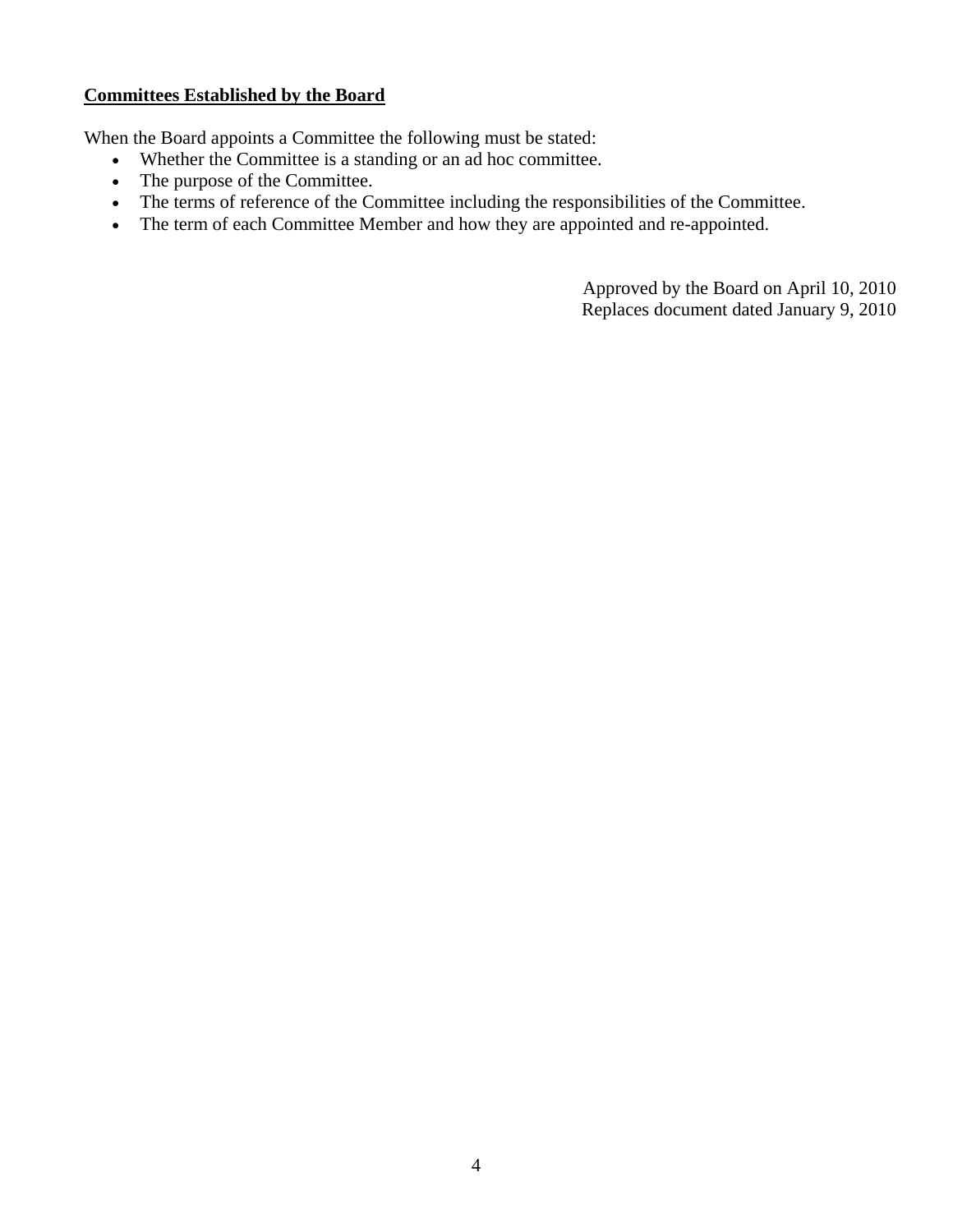**Committees Established by the Board**

When the Board appoints a Committee the following must be stated:

- Whether the Committee is a standing or an ad hoc committee.
- The purpose of the Committee.
- The terms of reference of the Committee including the responsibilities of the Committee.
- The term of each Committee Member and how they are appointed and re-appointed.

Approved by the Board on April 10, 2010
Replaces document dated January 9, 2010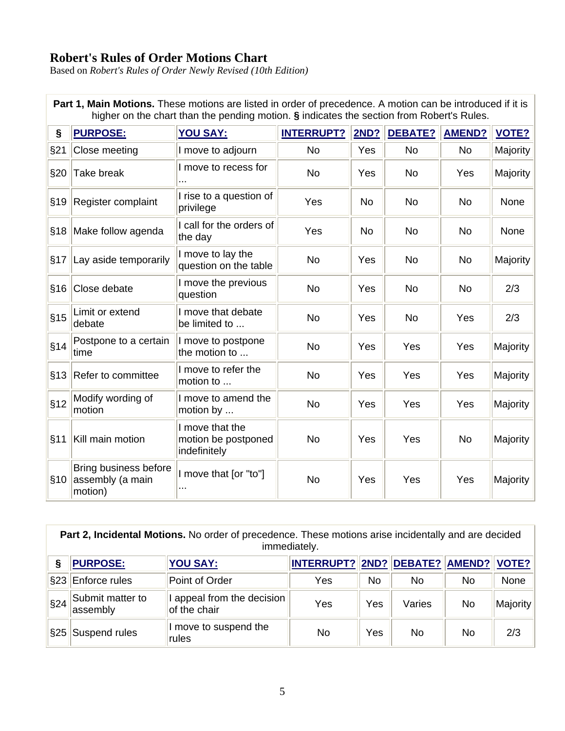## Robert's Rules of Order Motions Chart

Based on *Robert's Rules of Order Newly Revised (10th Edition)*

**Part 1, Main Motions.** These motions are listed in order of precedence. A motion can be introduced if it is higher on the chart than the pending motion. **§** indicates the section from Robert's Rules.

| § | PURPOSE: | YOU SAY: | INTERRUPT? | 2ND? | DEBATE? | AMEND? | VOTE? |
|---|---|---|---|---|---|---|---|
| §21 | Close meeting | I move to adjourn | No | Yes | No | No | Majority |
| §20 | Take break | I move to recess for ... | No | Yes | No | Yes | Majority |
| §19 | Register complaint | I rise to a question of privilege | Yes | No | No | No | None |
| §18 | Make follow agenda | I call for the orders of the day | Yes | No | No | No | None |
| §17 | Lay aside temporarily | I move to lay the question on the table | No | Yes | No | No | Majority |
| §16 | Close debate | I move the previous question | No | Yes | No | No | 2/3 |
| §15 | Limit or extend debate | I move that debate be limited to ... | No | Yes | No | Yes | 2/3 |
| §14 | Postpone to a certain time | I move to postpone the motion to ... | No | Yes | Yes | Yes | Majority |
| §13 | Refer to committee | I move to refer the motion to ... | No | Yes | Yes | Yes | Majority |
| §12 | Modify wording of motion | I move to amend the motion by ... | No | Yes | Yes | Yes | Majority |
| §11 | Kill main motion | I move that the motion be postponed indefinitely | No | Yes | Yes | No | Majority |
| §10 | Bring business before assembly (a main motion) | I move that [or "to"] ... | No | Yes | Yes | Yes | Majority |

**Part 2, Incidental Motions.** No order of precedence. These motions arise incidentally and are decided immediately.

| § | PURPOSE: | YOU SAY: | INTERRUPT? | 2ND? | DEBATE? | AMEND? | VOTE? |
|---|---|---|---|---|---|---|---|
| §23 | Enforce rules | Point of Order | Yes | No | No | No | None |
| §24 | Submit matter to assembly | I appeal from the decision of the chair | Yes | Yes | Varies | No | Majority |
| §25 | Suspend rules | I move to suspend the rules | No | Yes | No | No | 2/3 |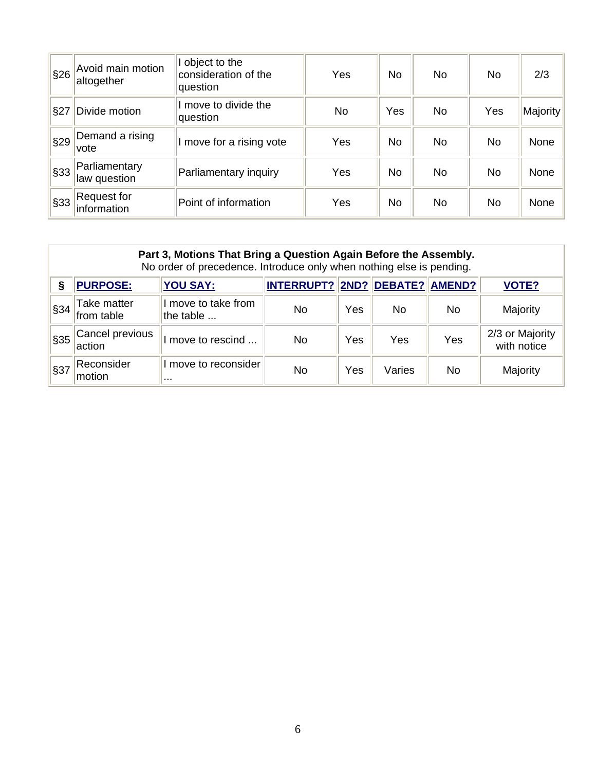| | | | | | | | |
|---|---|---|---|---|---|---|---|
| §26 | Avoid main motion altogether | I object to the consideration of the question | Yes | No | No | No | 2/3 |
| §27 | Divide motion | I move to divide the question | No | Yes | No | Yes | Majority |
| §29 | Demand a rising vote | I move for a rising vote | Yes | No | No | No | None |
| §33 | Parliamentary law question | Parliamentary inquiry | Yes | No | No | No | None |
| §33 | Request for information | Point of information | Yes | No | No | No | None |

**Part 3, Motions That Bring a Question Again Before the Assembly.**
No order of precedence. Introduce only when nothing else is pending.

| § | PURPOSE: | YOU SAY: | INTERRUPT? | 2ND? | DEBATE? | AMEND? | VOTE? |
|---|---|---|---|---|---|---|---|
| §34 | Take matter from table | I move to take from the table ... | No | Yes | No | No | Majority |
| §35 | Cancel previous action | I move to rescind ... | No | Yes | Yes | Yes | 2/3 or Majority with notice |
| §37 | Reconsider motion | I move to reconsider ... | No | Yes | Varies | No | Majority |